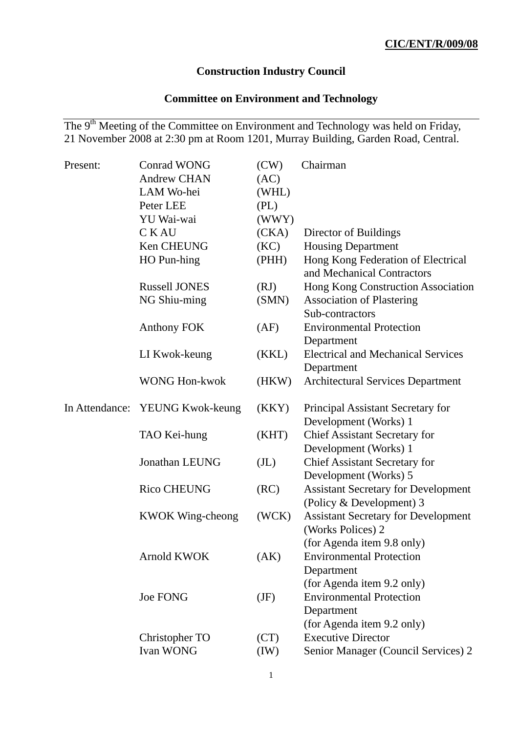**CIC/ENT/R/009/08**

# Construction Industry Council

## Committee on Environment and Technology

The 9[th] Meeting of the Committee on Environment and Technology was held on Friday, 21 November 2008 at 2:30 pm at Room 1201, Murray Building, Garden Road, Central.

| | | | |
|---|---|---|---|
| Present: | Conrad WONG | (CW) | Chairman |
| | Andrew CHAN | (AC) | |
| | LAM Wo-hei | (WHL) | |
| | Peter LEE | (PL) | |
| | YU Wai-wai | (WWY) | |
| | C K AU | (CKA) | Director of Buildings |
| | Ken CHEUNG | (KC) | Housing Department |
| | HO Pun-hing | (PHH) | Hong Kong Federation of Electrical and Mechanical Contractors |
| | Russell JONES | (RJ) | Hong Kong Construction Association |
| | NG Shiu-ming | (SMN) | Association of Plastering Sub-contractors |
| | Anthony FOK | (AF) | Environmental Protection Department |
| | LI Kwok-keung | (KKL) | Electrical and Mechanical Services Department |
| | WONG Hon-kwok | (HKW) | Architectural Services Department |
| In Attendance: | YEUNG Kwok-keung | (KKY) | Principal Assistant Secretary for Development (Works) 1 |
| | TAO Kei-hung | (KHT) | Chief Assistant Secretary for Development (Works) 1 |
| | Jonathan LEUNG | (JL) | Chief Assistant Secretary for Development (Works) 5 |
| | Rico CHEUNG | (RC) | Assistant Secretary for Development (Policy & Development) 3 |
| | KWOK Wing-cheong | (WCK) | Assistant Secretary for Development (Works Polices) 2 (for Agenda item 9.8 only) |
| | Arnold KWOK | (AK) | Environmental Protection Department (for Agenda item 9.2 only) |
| | Joe FONG | (JF) | Environmental Protection Department (for Agenda item 9.2 only) |
| | Christopher TO | (CT) | Executive Director |
| | Ivan WONG | (IW) | Senior Manager (Council Services) 2 |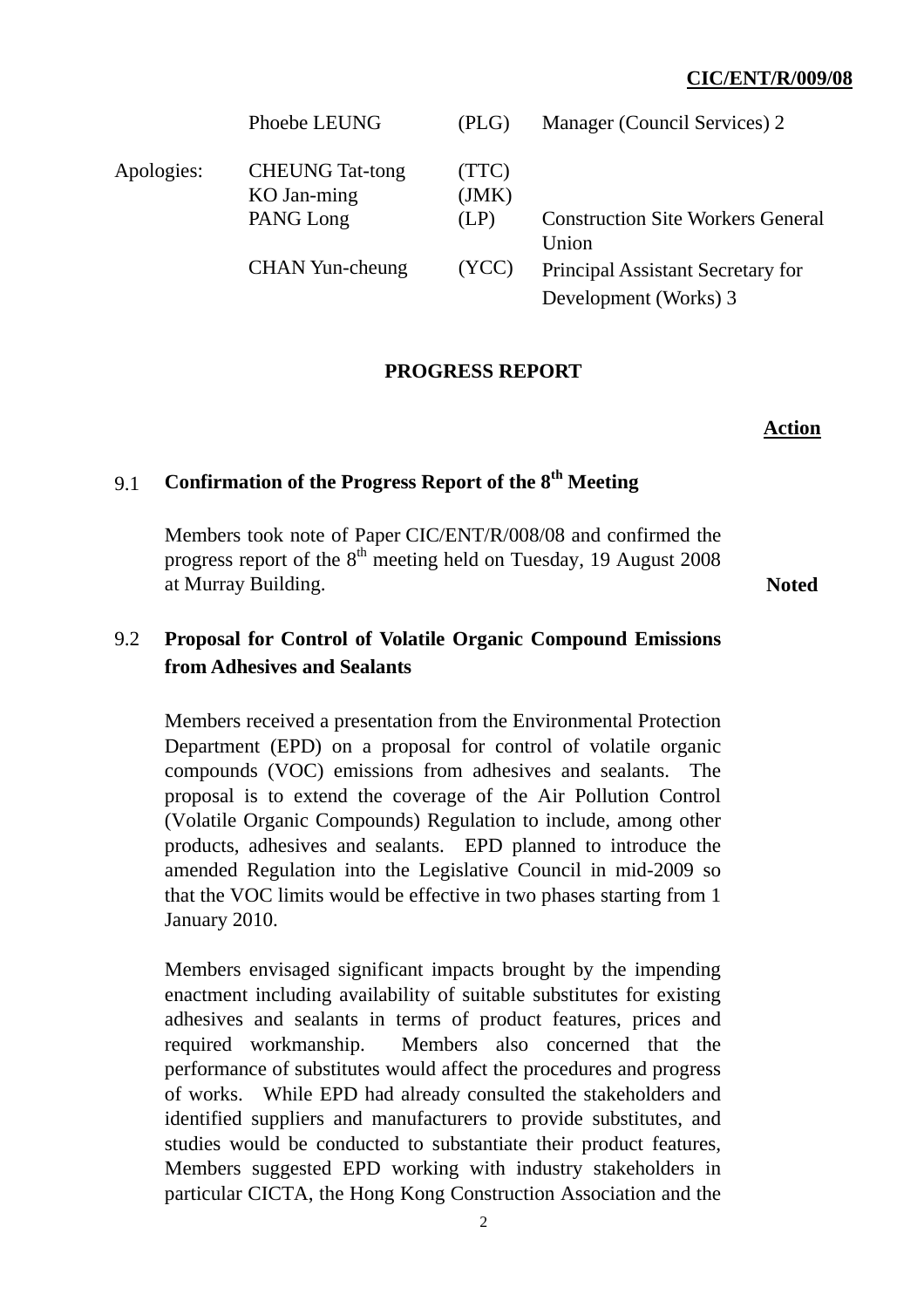| | | | |
|---|---|---|---|
| | Phoebe LEUNG | (PLG) | Manager (Council Services) 2 |
| Apologies: | CHEUNG Tat-tong | (TTC) | |
| | KO Jan-ming | (JMK) | |
| | PANG Long | (LP) | Construction Site Workers General Union |
| | CHAN Yun-cheung | (YCC) | Principal Assistant Secretary for Development (Works) 3 |

## PROGRESS REPORT

**Action**

### 9.1 Confirmation of the Progress Report of the 8th Meeting

Members took note of Paper CIC/ENT/R/008/08 and confirmed the progress report of the 8th meeting held on Tuesday, 19 August 2008 at Murray Building. **Noted**

### 9.2 Proposal for Control of Volatile Organic Compound Emissions from Adhesives and Sealants

Members received a presentation from the Environmental Protection Department (EPD) on a proposal for control of volatile organic compounds (VOC) emissions from adhesives and sealants. The proposal is to extend the coverage of the Air Pollution Control (Volatile Organic Compounds) Regulation to include, among other products, adhesives and sealants. EPD planned to introduce the amended Regulation into the Legislative Council in mid-2009 so that the VOC limits would be effective in two phases starting from 1 January 2010.

Members envisaged significant impacts brought by the impending enactment including availability of suitable substitutes for existing adhesives and sealants in terms of product features, prices and required workmanship. Members also concerned that the performance of substitutes would affect the procedures and progress of works. While EPD had already consulted the stakeholders and identified suppliers and manufacturers to provide substitutes, and studies would be conducted to substantiate their product features, Members suggested EPD working with industry stakeholders in particular CICTA, the Hong Kong Construction Association and the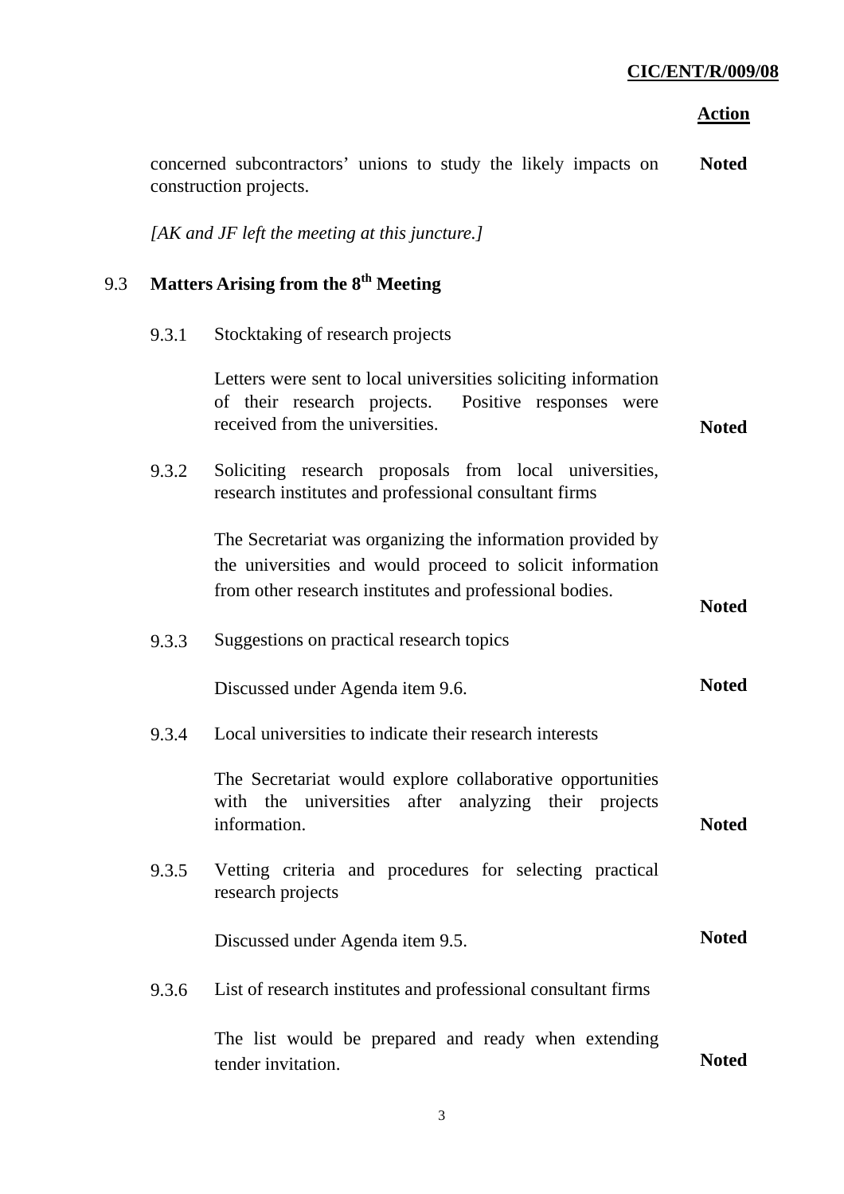**Action**

concerned subcontractors' unions to study the likely impacts on construction projects. **Noted**

*[AK and JF left the meeting at this juncture.]*

## 9.3 Matters Arising from the 8th Meeting

9.3.1 Stocktaking of research projects

Letters were sent to local universities soliciting information of their research projects. Positive responses were received from the universities. **Noted**

9.3.2 Soliciting research proposals from local universities, research institutes and professional consultant firms

The Secretariat was organizing the information provided by the universities and would proceed to solicit information from other research institutes and professional bodies. **Noted**

9.3.3 Suggestions on practical research topics

Discussed under Agenda item 9.6. **Noted**

9.3.4 Local universities to indicate their research interests

The Secretariat would explore collaborative opportunities with the universities after analyzing their projects information. **Noted**

9.3.5 Vetting criteria and procedures for selecting practical research projects

Discussed under Agenda item 9.5. **Noted**

9.3.6 List of research institutes and professional consultant firms

The list would be prepared and ready when extending tender invitation. **Noted**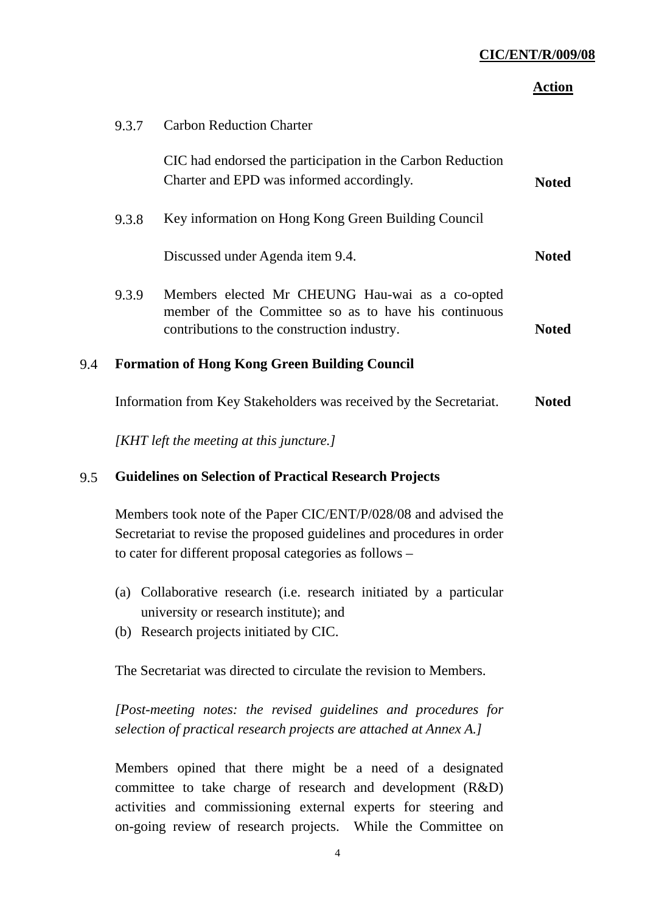| | | Action |
|---|---|---|
| 9.3.7 | Carbon Reduction Charter | |
| | CIC had endorsed the participation in the Carbon Reduction Charter and EPD was informed accordingly. | **Noted** |
| 9.3.8 | Key information on Hong Kong Green Building Council | |
| | Discussed under Agenda item 9.4. | **Noted** |
| 9.3.9 | Members elected Mr CHEUNG Hau-wai as a co-opted member of the Committee so as to have his continuous contributions to the construction industry. | **Noted** |

## 9.4 Formation of Hong Kong Green Building Council

Information from Key Stakeholders was received by the Secretariat. **Noted**

*[KHT left the meeting at this juncture.]*

## 9.5 Guidelines on Selection of Practical Research Projects

Members took note of the Paper CIC/ENT/P/028/08 and advised the Secretariat to revise the proposed guidelines and procedures in order to cater for different proposal categories as follows –

(a) Collaborative research (i.e. research initiated by a particular university or research institute); and
(b) Research projects initiated by CIC.

The Secretariat was directed to circulate the revision to Members.

*[Post-meeting notes: the revised guidelines and procedures for selection of practical research projects are attached at Annex A.]*

Members opined that there might be a need of a designated committee to take charge of research and development (R&D) activities and commissioning external experts for steering and on-going review of research projects. While the Committee on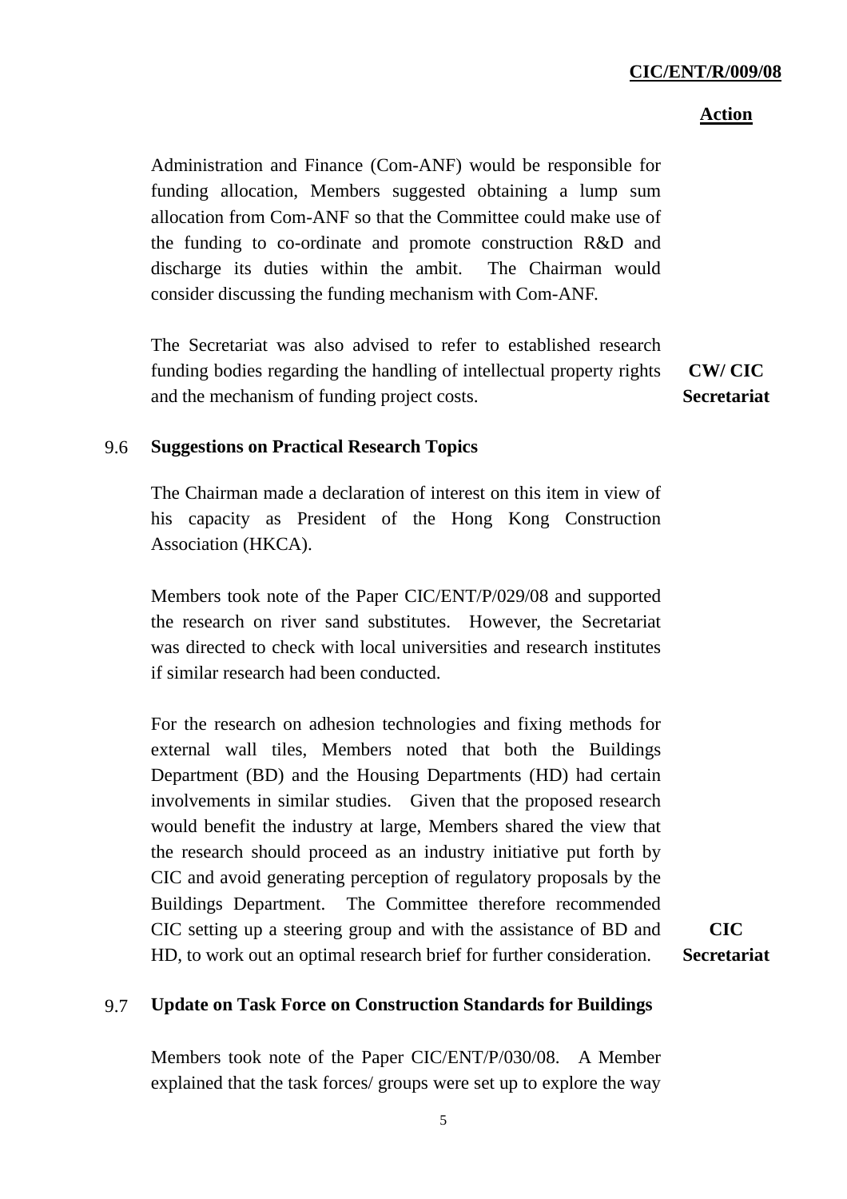**Action**

Administration and Finance (Com-ANF) would be responsible for funding allocation, Members suggested obtaining a lump sum allocation from Com-ANF so that the Committee could make use of the funding to co-ordinate and promote construction R&D and discharge its duties within the ambit. The Chairman would consider discussing the funding mechanism with Com-ANF.

The Secretariat was also advised to refer to established research funding bodies regarding the handling of intellectual property rights and the mechanism of funding project costs. **CW/ CIC Secretariat**

### 9.6 Suggestions on Practical Research Topics

The Chairman made a declaration of interest on this item in view of his capacity as President of the Hong Kong Construction Association (HKCA).

Members took note of the Paper CIC/ENT/P/029/08 and supported the research on river sand substitutes. However, the Secretariat was directed to check with local universities and research institutes if similar research had been conducted.

For the research on adhesion technologies and fixing methods for external wall tiles, Members noted that both the Buildings Department (BD) and the Housing Departments (HD) had certain involvements in similar studies. Given that the proposed research would benefit the industry at large, Members shared the view that the research should proceed as an industry initiative put forth by CIC and avoid generating perception of regulatory proposals by the Buildings Department. The Committee therefore recommended CIC setting up a steering group and with the assistance of BD and HD, to work out an optimal research brief for further consideration. **CIC Secretariat**

### 9.7 Update on Task Force on Construction Standards for Buildings

Members took note of the Paper CIC/ENT/P/030/08. A Member explained that the task forces/ groups were set up to explore the way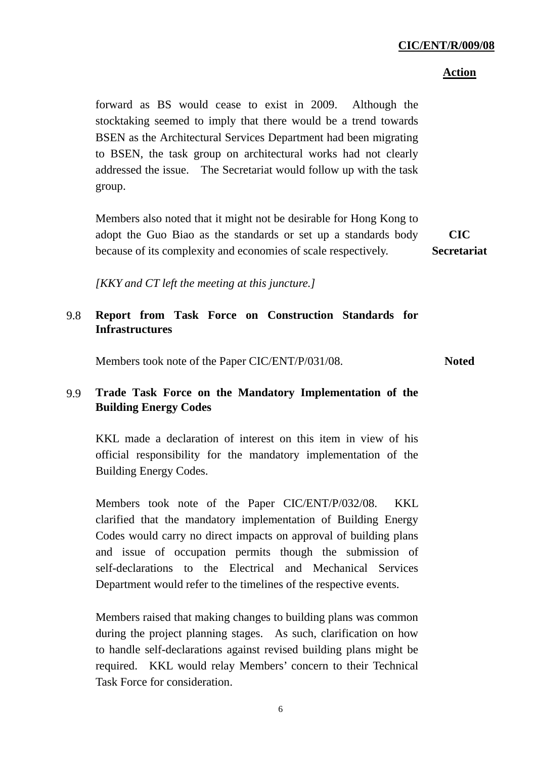**Action**

forward as BS would cease to exist in 2009. Although the stocktaking seemed to imply that there would be a trend towards BSEN as the Architectural Services Department had been migrating to BSEN, the task group on architectural works had not clearly addressed the issue. The Secretariat would follow up with the task group.

Members also noted that it might not be desirable for Hong Kong to adopt the Guo Biao as the standards or set up a standards body because of its complexity and economies of scale respectively. **CIC Secretariat**

*[KKY and CT left the meeting at this juncture.]*

9.8 **Report from Task Force on Construction Standards for Infrastructures**

Members took note of the Paper CIC/ENT/P/031/08. **Noted**

9.9 **Trade Task Force on the Mandatory Implementation of the Building Energy Codes**

KKL made a declaration of interest on this item in view of his official responsibility for the mandatory implementation of the Building Energy Codes.

Members took note of the Paper CIC/ENT/P/032/08. KKL clarified that the mandatory implementation of Building Energy Codes would carry no direct impacts on approval of building plans and issue of occupation permits though the submission of self-declarations to the Electrical and Mechanical Services Department would refer to the timelines of the respective events.

Members raised that making changes to building plans was common during the project planning stages. As such, clarification on how to handle self-declarations against revised building plans might be required. KKL would relay Members' concern to their Technical Task Force for consideration.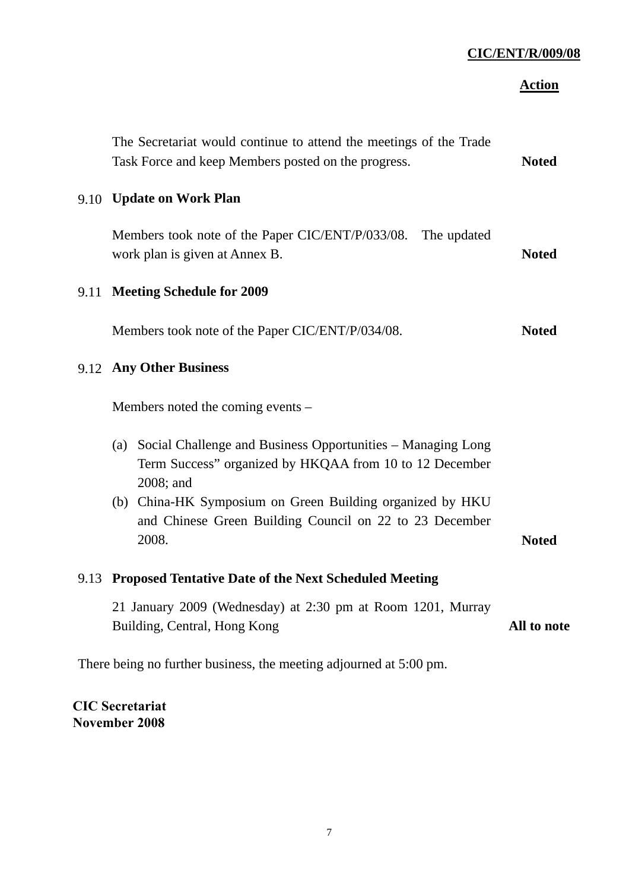**Action**

The Secretariat would continue to attend the meetings of the Trade Task Force and keep Members posted on the progress. **Noted**

**9.10 Update on Work Plan**

Members took note of the Paper CIC/ENT/P/033/08. The updated work plan is given at Annex B. **Noted**

**9.11 Meeting Schedule for 2009**

Members took note of the Paper CIC/ENT/P/034/08. **Noted**

**9.12 Any Other Business**

Members noted the coming events –

(a) Social Challenge and Business Opportunities – Managing Long Term Success" organized by HKQAA from 10 to 12 December 2008; and

(b) China-HK Symposium on Green Building organized by HKU and Chinese Green Building Council on 22 to 23 December 2008. **Noted**

**9.13 Proposed Tentative Date of the Next Scheduled Meeting**

21 January 2009 (Wednesday) at 2:30 pm at Room 1201, Murray Building, Central, Hong Kong **All to note**

There being no further business, the meeting adjourned at 5:00 pm.

**CIC Secretariat**
**November 2008**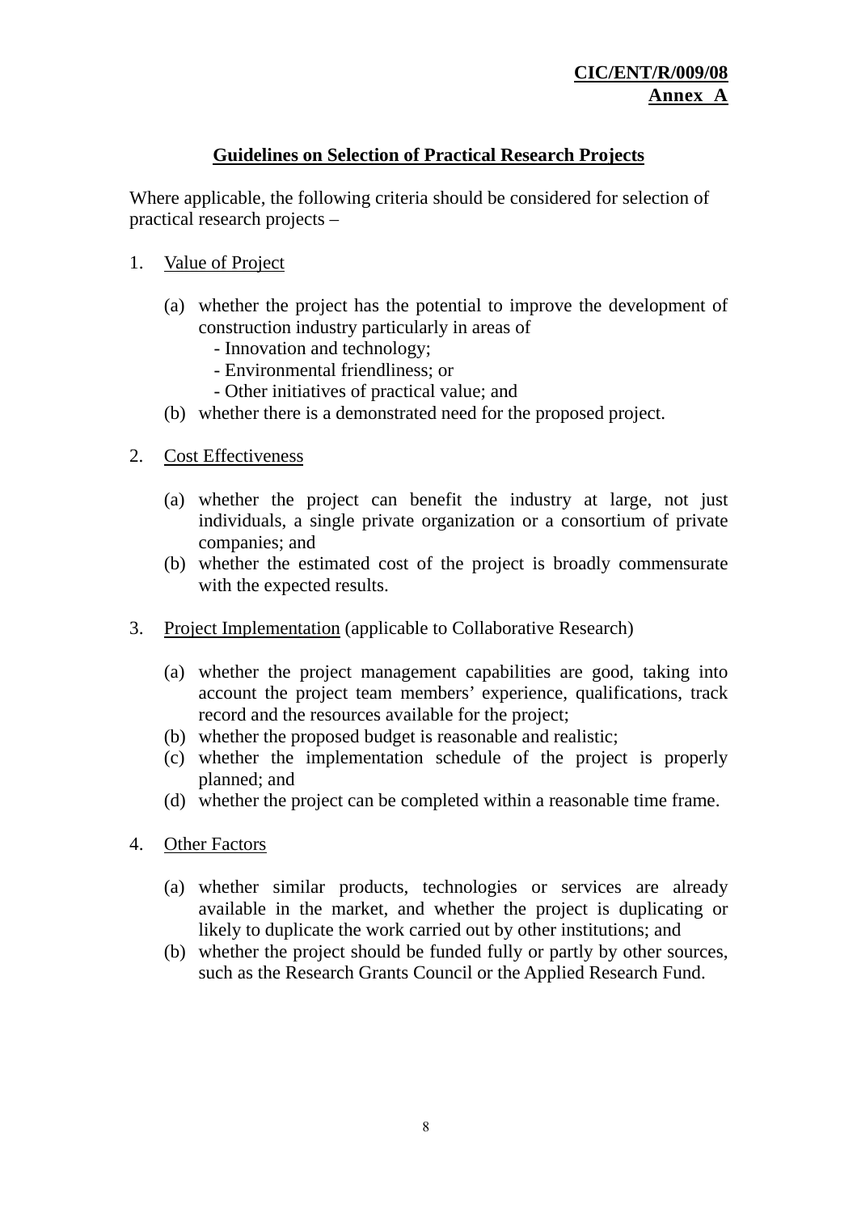**CIC/ENT/R/009/08**
**Annex A**

## Guidelines on Selection of Practical Research Projects

Where applicable, the following criteria should be considered for selection of practical research projects –

1. Value of Project

   (a) whether the project has the potential to improve the development of construction industry particularly in areas of
      - Innovation and technology;
      - Environmental friendliness; or
      - Other initiatives of practical value; and

   (b) whether there is a demonstrated need for the proposed project.

2. Cost Effectiveness

   (a) whether the project can benefit the industry at large, not just individuals, a single private organization or a consortium of private companies; and

   (b) whether the estimated cost of the project is broadly commensurate with the expected results.

3. Project Implementation (applicable to Collaborative Research)

   (a) whether the project management capabilities are good, taking into account the project team members' experience, qualifications, track record and the resources available for the project;

   (b) whether the proposed budget is reasonable and realistic;

   (c) whether the implementation schedule of the project is properly planned; and

   (d) whether the project can be completed within a reasonable time frame.

4. Other Factors

   (a) whether similar products, technologies or services are already available in the market, and whether the project is duplicating or likely to duplicate the work carried out by other institutions; and

   (b) whether the project should be funded fully or partly by other sources, such as the Research Grants Council or the Applied Research Fund.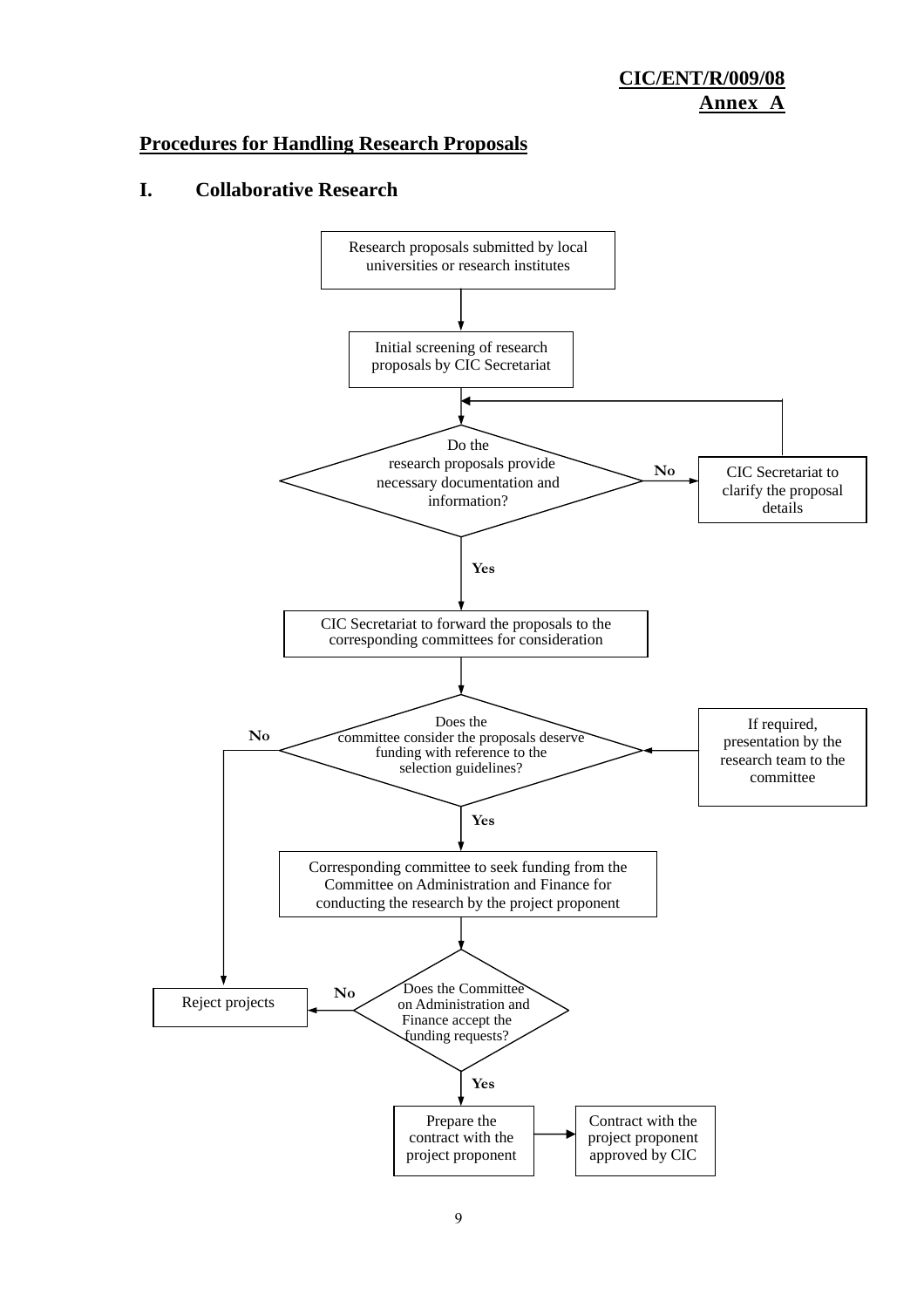**CIC/ENT/R/009/08**
**Annex A**

## Procedures for Handling Research Proposals

## I. Collaborative Research

Research proposals submitted by local universities or research institutes

Initial screening of research proposals by CIC Secretariat

Do the research proposals provide necessary documentation and information?

No

CIC Secretariat to clarify the proposal details

Yes

CIC Secretariat to forward the proposals to the corresponding committees for consideration

No

Does the committee consider the proposals deserve funding with reference to the selection guidelines?

If required, presentation by the research team to the committee

Yes

Corresponding committee to seek funding from the Committee on Administration and Finance for conducting the research by the project proponent

Reject projects

No

Does the Committee on Administration and Finance accept the funding requests?

Yes

Prepare the contract with the project proponent

Contract with the project proponent approved by CIC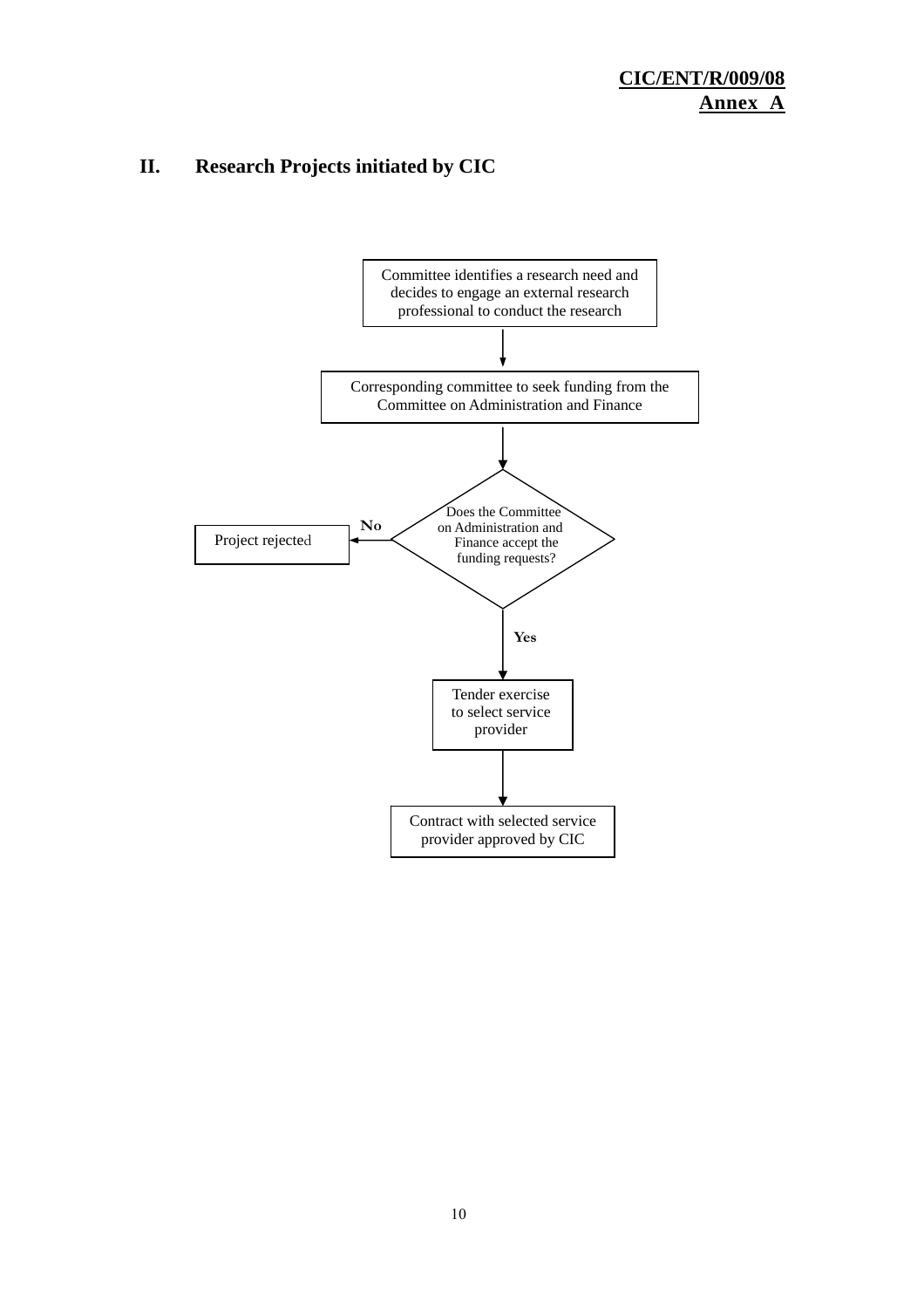CIC/ENT/R/009/08
**Annex A**

## II. Research Projects initiated by CIC

Committee identifies a research need and decides to engage an external research professional to conduct the research

Corresponding committee to seek funding from the Committee on Administration and Finance

Does the Committee on Administration and Finance accept the funding requests?

No

Project rejected

Yes

Tender exercise to select service provider

Contract with selected service provider approved by CIC